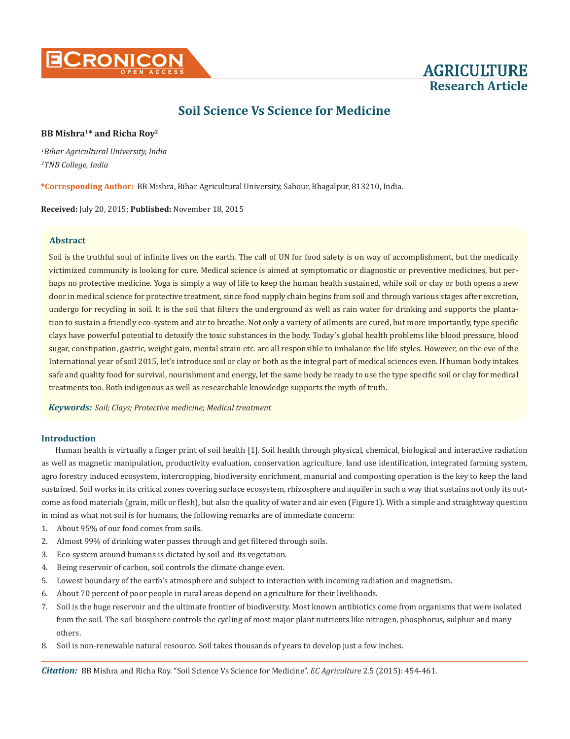# Soil Science Vs Science for Medicine

**BB Mishra[1]* and Richa Roy[2]**

*[1]Bihar Agricultural University, India*
*[2]TNB College, India*

**\*Corresponding Author:** BB Mishra, Bihar Agricultural University, Sabour, Bhagalpur, 813210, India.

**Received:** July 20, 2015; **Published:** November 18, 2015

## Abstract

Soil is the truthful soul of infinite lives on the earth. The call of UN for food safety is on way of accomplishment, but the medically victimized community is looking for cure. Medical science is aimed at symptomatic or diagnostic or preventive medicines, but perhaps no protective medicine. Yoga is simply a way of life to keep the human health sustained, while soil or clay or both opens a new door in medical science for protective treatment, since food supply chain begins from soil and through various stages after excretion, undergo for recycling in soil. It is the soil that filters the underground as well as rain water for drinking and supports the plantation to sustain a friendly eco-system and air to breathe. Not only a variety of ailments are cured, but more importantly, type specific clays have powerful potential to detoxify the toxic substances in the body. Today's global health problems like blood pressure, blood sugar, constipation, gastric, weight gain, mental strain etc. are all responsible to imbalance the life styles. However, on the eve of the International year of soil 2015, let's introduce soil or clay or both as the integral part of medical sciences even. If human body intakes safe and quality food for survival, nourishment and energy, let the same body be ready to use the type specific soil or clay for medical treatments too. Both indigenous as well as researchable knowledge supports the myth of truth.

***Keywords:*** *Soil; Clays; Protective medicine; Medical treatment*

## Introduction

Human health is virtually a finger print of soil health [1]. Soil health through physical, chemical, biological and interactive radiation as well as magnetic manipulation, productivity evaluation, conservation agriculture, land use identification, integrated farming system, agro forestry induced ecosystem, intercropping, biodiversity enrichment, manurial and composting operation is the key to keep the land sustained. Soil works in its critical zones covering surface ecosystem, rhizosphere and aquifer in such a way that sustains not only its outcome as food materials (grain, milk or flesh), but also the quality of water and air even (Figure1). With a simple and straightway question in mind as what not soil is for humans, the following remarks are of immediate concern:

1. About 95% of our food comes from soils.
2. Almost 99% of drinking water passes through and get filtered through soils.
3. Eco-system around humans is dictated by soil and its vegetation.
4. Being reservoir of carbon, soil controls the climate change even.
5. Lowest boundary of the earth's atmosphere and subject to interaction with incoming radiation and magnetism.
6. About 70 percent of poor people in rural areas depend on agriculture for their livelihoods.
7. Soil is the huge reservoir and the ultimate frontier of biodiversity. Most known antibiotics come from organisms that were isolated from the soil. The soil biosphere controls the cycling of most major plant nutrients like nitrogen, phosphorus, sulphur and many others.
8. Soil is non-renewable natural resource. Soil takes thousands of years to develop just a few inches.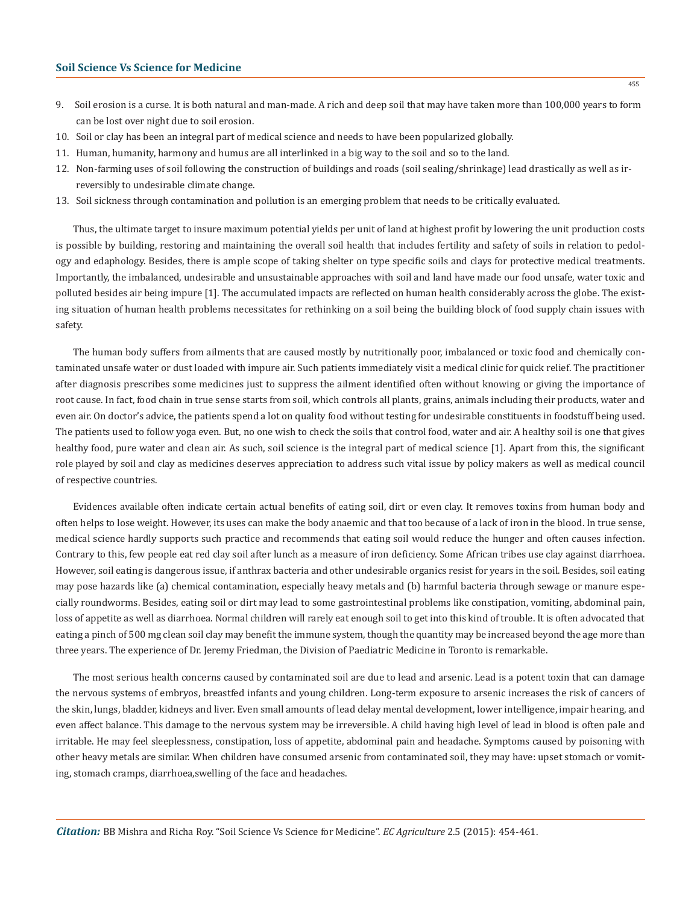9. Soil erosion is a curse. It is both natural and man-made. A rich and deep soil that may have taken more than 100,000 years to form can be lost over night due to soil erosion.
10. Soil or clay has been an integral part of medical science and needs to have been popularized globally.
11. Human, humanity, harmony and humus are all interlinked in a big way to the soil and so to the land.
12. Non-farming uses of soil following the construction of buildings and roads (soil sealing/shrinkage) lead drastically as well as irreversibly to undesirable climate change.
13. Soil sickness through contamination and pollution is an emerging problem that needs to be critically evaluated.

Thus, the ultimate target to insure maximum potential yields per unit of land at highest profit by lowering the unit production costs is possible by building, restoring and maintaining the overall soil health that includes fertility and safety of soils in relation to pedology and edaphology. Besides, there is ample scope of taking shelter on type specific soils and clays for protective medical treatments. Importantly, the imbalanced, undesirable and unsustainable approaches with soil and land have made our food unsafe, water toxic and polluted besides air being impure [1]. The accumulated impacts are reflected on human health considerably across the globe. The existing situation of human health problems necessitates for rethinking on a soil being the building block of food supply chain issues with safety.

The human body suffers from ailments that are caused mostly by nutritionally poor, imbalanced or toxic food and chemically contaminated unsafe water or dust loaded with impure air. Such patients immediately visit a medical clinic for quick relief. The practitioner after diagnosis prescribes some medicines just to suppress the ailment identified often without knowing or giving the importance of root cause. In fact, food chain in true sense starts from soil, which controls all plants, grains, animals including their products, water and even air. On doctor's advice, the patients spend a lot on quality food without testing for undesirable constituents in foodstuff being used. The patients used to follow yoga even. But, no one wish to check the soils that control food, water and air. A healthy soil is one that gives healthy food, pure water and clean air. As such, soil science is the integral part of medical science [1]. Apart from this, the significant role played by soil and clay as medicines deserves appreciation to address such vital issue by policy makers as well as medical council of respective countries.

Evidences available often indicate certain actual benefits of eating soil, dirt or even clay. It removes toxins from human body and often helps to lose weight. However, its uses can make the body anaemic and that too because of a lack of iron in the blood. In true sense, medical science hardly supports such practice and recommends that eating soil would reduce the hunger and often causes infection. Contrary to this, few people eat red clay soil after lunch as a measure of iron deficiency. Some African tribes use clay against diarrhoea. However, soil eating is dangerous issue, if anthrax bacteria and other undesirable organics resist for years in the soil. Besides, soil eating may pose hazards like (a) chemical contamination, especially heavy metals and (b) harmful bacteria through sewage or manure especially roundworms. Besides, eating soil or dirt may lead to some gastrointestinal problems like constipation, vomiting, abdominal pain, loss of appetite as well as diarrhoea. Normal children will rarely eat enough soil to get into this kind of trouble. It is often advocated that eating a pinch of 500 mg clean soil clay may benefit the immune system, though the quantity may be increased beyond the age more than three years. The experience of Dr. Jeremy Friedman, the Division of Paediatric Medicine in Toronto is remarkable.

The most serious health concerns caused by contaminated soil are due to lead and arsenic. Lead is a potent toxin that can damage the nervous systems of embryos, breastfed infants and young children. Long-term exposure to arsenic increases the risk of cancers of the skin, lungs, bladder, kidneys and liver. Even small amounts of lead delay mental development, lower intelligence, impair hearing, and even affect balance. This damage to the nervous system may be irreversible. A child having high level of lead in blood is often pale and irritable. He may feel sleeplessness, constipation, loss of appetite, abdominal pain and headache. Symptoms caused by poisoning with other heavy metals are similar. When children have consumed arsenic from contaminated soil, they may have: upset stomach or vomiting, stomach cramps, diarrhoea,swelling of the face and headaches.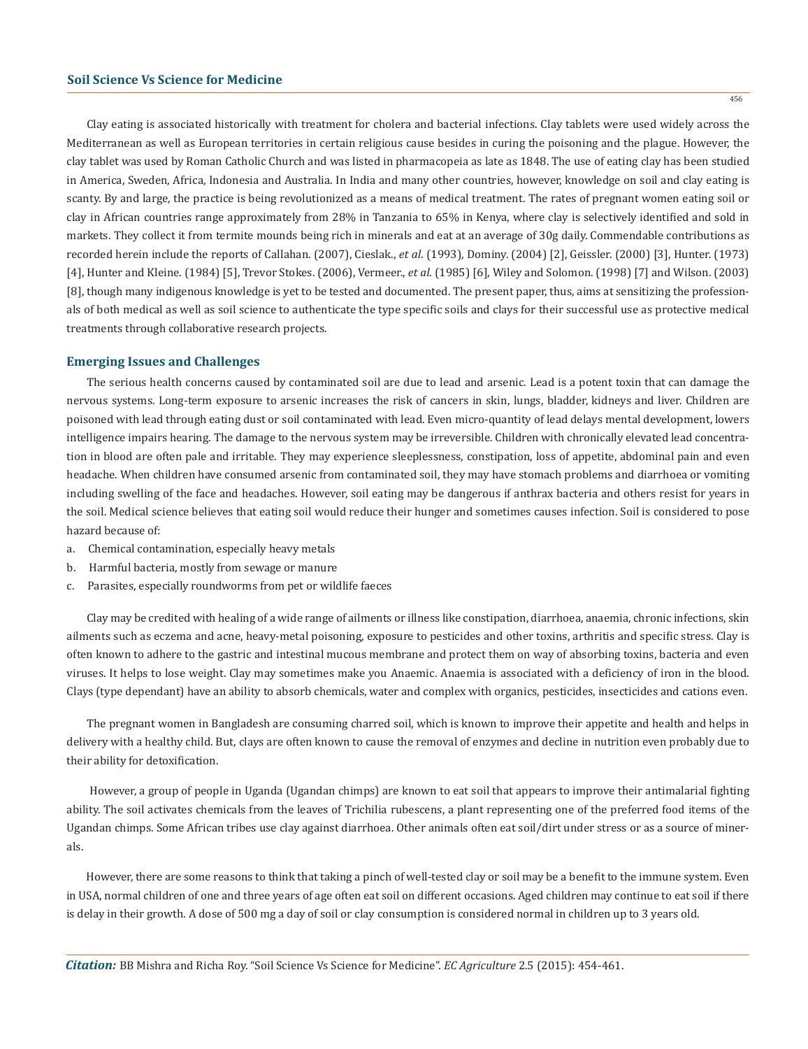Clay eating is associated historically with treatment for cholera and bacterial infections. Clay tablets were used widely across the Mediterranean as well as European territories in certain religious cause besides in curing the poisoning and the plague. However, the clay tablet was used by Roman Catholic Church and was listed in pharmacopeia as late as 1848. The use of eating clay has been studied in America, Sweden, Africa, Indonesia and Australia. In India and many other countries, however, knowledge on soil and clay eating is scanty. By and large, the practice is being revolutionized as a means of medical treatment. The rates of pregnant women eating soil or clay in African countries range approximately from 28% in Tanzania to 65% in Kenya, where clay is selectively identified and sold in markets. They collect it from termite mounds being rich in minerals and eat at an average of 30g daily. Commendable contributions as recorded herein include the reports of Callahan. (2007), Cieslak., *et al*. (1993), Dominy. (2004) [2], Geissler. (2000) [3], Hunter. (1973) [4], Hunter and Kleine. (1984) [5], Trevor Stokes. (2006), Vermeer., *et al*. (1985) [6], Wiley and Solomon. (1998) [7] and Wilson. (2003) [8], though many indigenous knowledge is yet to be tested and documented. The present paper, thus, aims at sensitizing the professionals of both medical as well as soil science to authenticate the type specific soils and clays for their successful use as protective medical treatments through collaborative research projects.

## Emerging Issues and Challenges

The serious health concerns caused by contaminated soil are due to lead and arsenic. Lead is a potent toxin that can damage the nervous systems. Long-term exposure to arsenic increases the risk of cancers in skin, lungs, bladder, kidneys and liver. Children are poisoned with lead through eating dust or soil contaminated with lead. Even micro-quantity of lead delays mental development, lowers intelligence impairs hearing. The damage to the nervous system may be irreversible. Children with chronically elevated lead concentration in blood are often pale and irritable. They may experience sleeplessness, constipation, loss of appetite, abdominal pain and even headache. When children have consumed arsenic from contaminated soil, they may have stomach problems and diarrhoea or vomiting including swelling of the face and headaches. However, soil eating may be dangerous if anthrax bacteria and others resist for years in the soil. Medical science believes that eating soil would reduce their hunger and sometimes causes infection. Soil is considered to pose hazard because of:

a. Chemical contamination, especially heavy metals
b. Harmful bacteria, mostly from sewage or manure
c. Parasites, especially roundworms from pet or wildlife faeces

Clay may be credited with healing of a wide range of ailments or illness like constipation, diarrhoea, anaemia, chronic infections, skin ailments such as eczema and acne, heavy-metal poisoning, exposure to pesticides and other toxins, arthritis and specific stress. Clay is often known to adhere to the gastric and intestinal mucous membrane and protect them on way of absorbing toxins, bacteria and even viruses. It helps to lose weight. Clay may sometimes make you Anaemic. Anaemia is associated with a deficiency of iron in the blood. Clays (type dependant) have an ability to absorb chemicals, water and complex with organics, pesticides, insecticides and cations even.

The pregnant women in Bangladesh are consuming charred soil, which is known to improve their appetite and health and helps in delivery with a healthy child. But, clays are often known to cause the removal of enzymes and decline in nutrition even probably due to their ability for detoxification.

However, a group of people in Uganda (Ugandan chimps) are known to eat soil that appears to improve their antimalarial fighting ability. The soil activates chemicals from the leaves of Trichilia rubescens, a plant representing one of the preferred food items of the Ugandan chimps. Some African tribes use clay against diarrhoea. Other animals often eat soil/dirt under stress or as a source of minerals.

However, there are some reasons to think that taking a pinch of well-tested clay or soil may be a benefit to the immune system. Even in USA, normal children of one and three years of age often eat soil on different occasions. Aged children may continue to eat soil if there is delay in their growth. A dose of 500 mg a day of soil or clay consumption is considered normal in children up to 3 years old.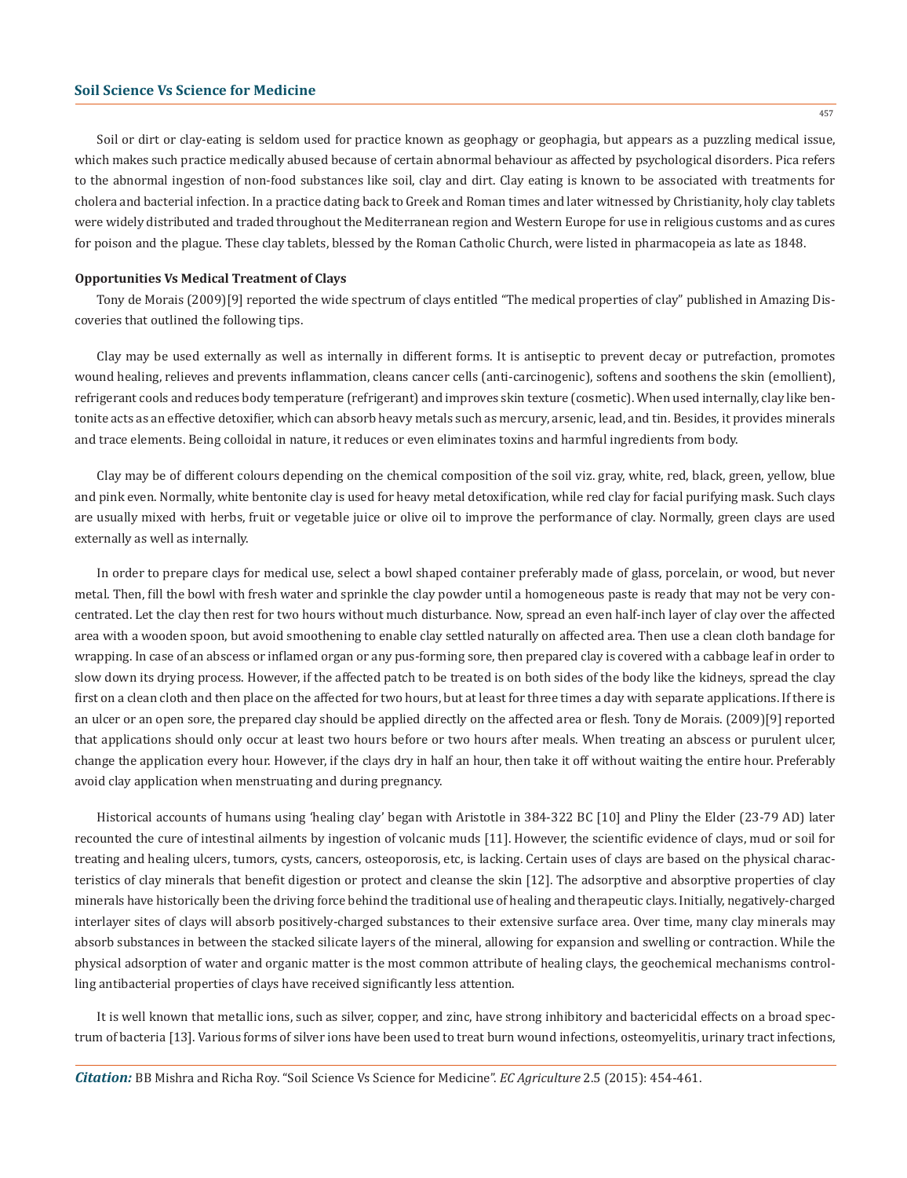Soil or dirt or clay-eating is seldom used for practice known as geophagy or geophagia, but appears as a puzzling medical issue, which makes such practice medically abused because of certain abnormal behaviour as affected by psychological disorders. Pica refers to the abnormal ingestion of non-food substances like soil, clay and dirt. Clay eating is known to be associated with treatments for cholera and bacterial infection. In a practice dating back to Greek and Roman times and later witnessed by Christianity, holy clay tablets were widely distributed and traded throughout the Mediterranean region and Western Europe for use in religious customs and as cures for poison and the plague. These clay tablets, blessed by the Roman Catholic Church, were listed in pharmacopeia as late as 1848.

**Opportunities Vs Medical Treatment of Clays**

Tony de Morais (2009)[9] reported the wide spectrum of clays entitled "The medical properties of clay" published in Amazing Discoveries that outlined the following tips.

Clay may be used externally as well as internally in different forms. It is antiseptic to prevent decay or putrefaction, promotes wound healing, relieves and prevents inflammation, cleans cancer cells (anti-carcinogenic), softens and soothens the skin (emollient), refrigerant cools and reduces body temperature (refrigerant) and improves skin texture (cosmetic). When used internally, clay like bentonite acts as an effective detoxifier, which can absorb heavy metals such as mercury, arsenic, lead, and tin. Besides, it provides minerals and trace elements. Being colloidal in nature, it reduces or even eliminates toxins and harmful ingredients from body.

Clay may be of different colours depending on the chemical composition of the soil viz. gray, white, red, black, green, yellow, blue and pink even. Normally, white bentonite clay is used for heavy metal detoxification, while red clay for facial purifying mask. Such clays are usually mixed with herbs, fruit or vegetable juice or olive oil to improve the performance of clay. Normally, green clays are used externally as well as internally.

In order to prepare clays for medical use, select a bowl shaped container preferably made of glass, porcelain, or wood, but never metal. Then, fill the bowl with fresh water and sprinkle the clay powder until a homogeneous paste is ready that may not be very concentrated. Let the clay then rest for two hours without much disturbance. Now, spread an even half-inch layer of clay over the affected area with a wooden spoon, but avoid smoothening to enable clay settled naturally on affected area. Then use a clean cloth bandage for wrapping. In case of an abscess or inflamed organ or any pus-forming sore, then prepared clay is covered with a cabbage leaf in order to slow down its drying process. However, if the affected patch to be treated is on both sides of the body like the kidneys, spread the clay first on a clean cloth and then place on the affected for two hours, but at least for three times a day with separate applications. If there is an ulcer or an open sore, the prepared clay should be applied directly on the affected area or flesh. Tony de Morais. (2009)[9] reported that applications should only occur at least two hours before or two hours after meals. When treating an abscess or purulent ulcer, change the application every hour. However, if the clays dry in half an hour, then take it off without waiting the entire hour. Preferably avoid clay application when menstruating and during pregnancy.

Historical accounts of humans using 'healing clay' began with Aristotle in 384-322 BC [10] and Pliny the Elder (23-79 AD) later recounted the cure of intestinal ailments by ingestion of volcanic muds [11]. However, the scientific evidence of clays, mud or soil for treating and healing ulcers, tumors, cysts, cancers, osteoporosis, etc, is lacking. Certain uses of clays are based on the physical characteristics of clay minerals that benefit digestion or protect and cleanse the skin [12]. The adsorptive and absorptive properties of clay minerals have historically been the driving force behind the traditional use of healing and therapeutic clays. Initially, negatively-charged interlayer sites of clays will absorb positively-charged substances to their extensive surface area. Over time, many clay minerals may absorb substances in between the stacked silicate layers of the mineral, allowing for expansion and swelling or contraction. While the physical adsorption of water and organic matter is the most common attribute of healing clays, the geochemical mechanisms controlling antibacterial properties of clays have received significantly less attention.

It is well known that metallic ions, such as silver, copper, and zinc, have strong inhibitory and bactericidal effects on a broad spectrum of bacteria [13]. Various forms of silver ions have been used to treat burn wound infections, osteomyelitis, urinary tract infections,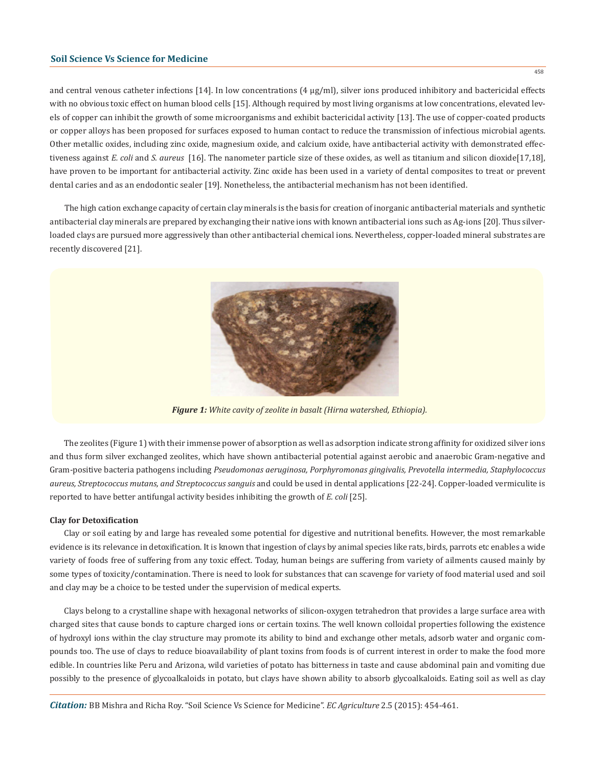and central venous catheter infections [14]. In low concentrations (4 µg/ml), silver ions produced inhibitory and bactericidal effects with no obvious toxic effect on human blood cells [15]. Although required by most living organisms at low concentrations, elevated levels of copper can inhibit the growth of some microorganisms and exhibit bactericidal activity [13]. The use of copper-coated products or copper alloys has been proposed for surfaces exposed to human contact to reduce the transmission of infectious microbial agents. Other metallic oxides, including zinc oxide, magnesium oxide, and calcium oxide, have antibacterial activity with demonstrated effectiveness against *E. coli* and *S. aureus* [16]. The nanometer particle size of these oxides, as well as titanium and silicon dioxide[17,18], have proven to be important for antibacterial activity. Zinc oxide has been used in a variety of dental composites to treat or prevent dental caries and as an endodontic sealer [19]. Nonetheless, the antibacterial mechanism has not been identified.

The high cation exchange capacity of certain clay minerals is the basis for creation of inorganic antibacterial materials and synthetic antibacterial clay minerals are prepared by exchanging their native ions with known antibacterial ions such as Ag-ions [20]. Thus silver-loaded clays are pursued more aggressively than other antibacterial chemical ions. Nevertheless, copper-loaded mineral substrates are recently discovered [21].

***Figure 1:*** *White cavity of zeolite in basalt (Hirna watershed, Ethiopia).*

The zeolites (Figure 1) with their immense power of absorption as well as adsorption indicate strong affinity for oxidized silver ions and thus form silver exchanged zeolites, which have shown antibacterial potential against aerobic and anaerobic Gram-negative and Gram-positive bacteria pathogens including *Pseudomonas aeruginosa, Porphyromonas gingivalis, Prevotella intermedia, Staphylococcus aureus, Streptococcus mutans, and Streptococcus sanguis* and could be used in dental applications [22-24]. Copper-loaded vermiculite is reported to have better antifungal activity besides inhibiting the growth of *E. coli* [25].

**Clay for Detoxification**

Clay or soil eating by and large has revealed some potential for digestive and nutritional benefits. However, the most remarkable evidence is its relevance in detoxification. It is known that ingestion of clays by animal species like rats, birds, parrots etc enables a wide variety of foods free of suffering from any toxic effect. Today, human beings are suffering from variety of ailments caused mainly by some types of toxicity/contamination. There is need to look for substances that can scavenge for variety of food material used and soil and clay may be a choice to be tested under the supervision of medical experts.

Clays belong to a crystalline shape with hexagonal networks of silicon-oxygen tetrahedron that provides a large surface area with charged sites that cause bonds to capture charged ions or certain toxins. The well known colloidal properties following the existence of hydroxyl ions within the clay structure may promote its ability to bind and exchange other metals, adsorb water and organic compounds too. The use of clays to reduce bioavailability of plant toxins from foods is of current interest in order to make the food more edible. In countries like Peru and Arizona, wild varieties of potato has bitterness in taste and cause abdominal pain and vomiting due possibly to the presence of glycoalkaloids in potato, but clays have shown ability to absorb glycoalkaloids. Eating soil as well as clay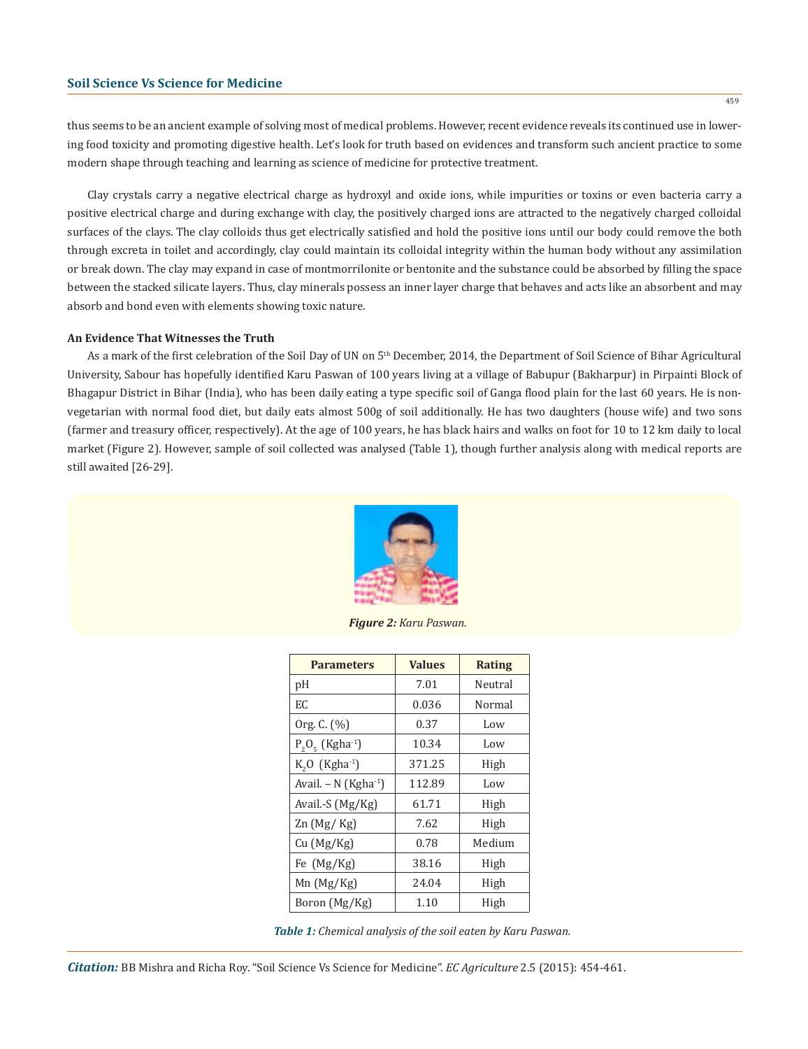thus seems to be an ancient example of solving most of medical problems. However, recent evidence reveals its continued use in lowering food toxicity and promoting digestive health. Let's look for truth based on evidences and transform such ancient practice to some modern shape through teaching and learning as science of medicine for protective treatment.

Clay crystals carry a negative electrical charge as hydroxyl and oxide ions, while impurities or toxins or even bacteria carry a positive electrical charge and during exchange with clay, the positively charged ions are attracted to the negatively charged colloidal surfaces of the clays. The clay colloids thus get electrically satisfied and hold the positive ions until our body could remove the both through excreta in toilet and accordingly, clay could maintain its colloidal integrity within the human body without any assimilation or break down. The clay may expand in case of montmorrilonite or bentonite and the substance could be absorbed by filling the space between the stacked silicate layers. Thus, clay minerals possess an inner layer charge that behaves and acts like an absorbent and may absorb and bond even with elements showing toxic nature.

### An Evidence That Witnesses the Truth

As a mark of the first celebration of the Soil Day of UN on 5th December, 2014, the Department of Soil Science of Bihar Agricultural University, Sabour has hopefully identified Karu Paswan of 100 years living at a village of Babupur (Bakharpur) in Pirpainti Block of Bhagapur District in Bihar (India), who has been daily eating a type specific soil of Ganga flood plain for the last 60 years. He is non-vegetarian with normal food diet, but daily eats almost 500g of soil additionally. He has two daughters (house wife) and two sons (farmer and treasury officer, respectively). At the age of 100 years, he has black hairs and walks on foot for 10 to 12 km daily to local market (Figure 2). However, sample of soil collected was analysed (Table 1), though further analysis along with medical reports are still awaited [26-29].

***Figure 2:*** *Karu Paswan.*

| Parameters | Values | Rating |
|---|---|---|
| pH | 7.01 | Neutral |
| EC | 0.036 | Normal |
| Org. C. (%) | 0.37 | Low |
| $P_2O_5$ (Kgha$^{-1}$) | 10.34 | Low |
| $K_2O$ (Kgha$^{-1}$) | 371.25 | High |
| Avail. – N (Kgha$^{-1}$) | 112.89 | Low |
| Avail.-S (Mg/Kg) | 61.71 | High |
| Zn (Mg/ Kg) | 7.62 | High |
| Cu (Mg/Kg) | 0.78 | Medium |
| Fe (Mg/Kg) | 38.16 | High |
| Mn (Mg/Kg) | 24.04 | High |
| Boron (Mg/Kg) | 1.10 | High |

***Table 1:*** *Chemical analysis of the soil eaten by Karu Paswan.*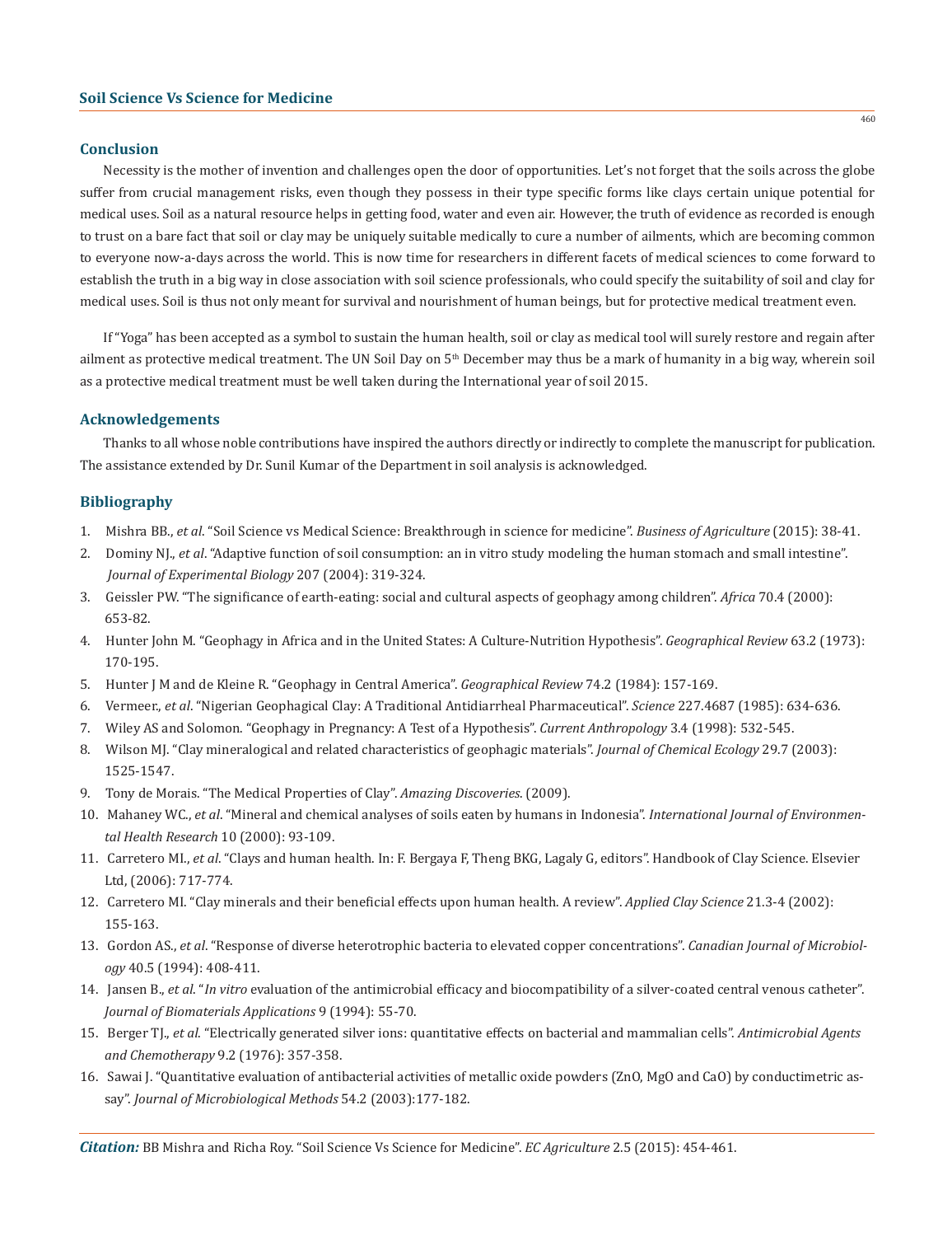## Conclusion

Necessity is the mother of invention and challenges open the door of opportunities. Let's not forget that the soils across the globe suffer from crucial management risks, even though they possess in their type specific forms like clays certain unique potential for medical uses. Soil as a natural resource helps in getting food, water and even air. However, the truth of evidence as recorded is enough to trust on a bare fact that soil or clay may be uniquely suitable medically to cure a number of ailments, which are becoming common to everyone now-a-days across the world. This is now time for researchers in different facets of medical sciences to come forward to establish the truth in a big way in close association with soil science professionals, who could specify the suitability of soil and clay for medical uses. Soil is thus not only meant for survival and nourishment of human beings, but for protective medical treatment even.

If "Yoga" has been accepted as a symbol to sustain the human health, soil or clay as medical tool will surely restore and regain after ailment as protective medical treatment. The UN Soil Day on 5th December may thus be a mark of humanity in a big way, wherein soil as a protective medical treatment must be well taken during the International year of soil 2015.

## Acknowledgements

Thanks to all whose noble contributions have inspired the authors directly or indirectly to complete the manuscript for publication. The assistance extended by Dr. Sunil Kumar of the Department in soil analysis is acknowledged.

## Bibliography

1. Mishra BB., *et al*. "Soil Science vs Medical Science: Breakthrough in science for medicine". *Business of Agriculture* (2015): 38-41.
2. Dominy NJ., *et al*. "Adaptive function of soil consumption: an in vitro study modeling the human stomach and small intestine". *Journal of Experimental Biology* 207 (2004): 319-324.
3. Geissler PW. "The significance of earth-eating: social and cultural aspects of geophagy among children". *Africa* 70.4 (2000): 653-82.
4. Hunter John M. "Geophagy in Africa and in the United States: A Culture-Nutrition Hypothesis". *Geographical Review* 63.2 (1973): 170-195.
5. Hunter J M and de Kleine R. "Geophagy in Central America". *Geographical Review* 74.2 (1984): 157-169.
6. Vermeer., *et al*. "Nigerian Geophagical Clay: A Traditional Antidiarrheal Pharmaceutical". *Science* 227.4687 (1985): 634-636.
7. Wiley AS and Solomon. "Geophagy in Pregnancy: A Test of a Hypothesis". *Current Anthropology* 3.4 (1998): 532-545.
8. Wilson MJ. "Clay mineralogical and related characteristics of geophagic materials". *Journal of Chemical Ecology* 29.7 (2003): 1525-1547.
9. Tony de Morais. "The Medical Properties of Clay". *Amazing Discoveries*. (2009).
10. Mahaney WC., *et al*. "Mineral and chemical analyses of soils eaten by humans in Indonesia". *International Journal of Environmental Health Research* 10 (2000): 93-109.
11. Carretero MI., *et al*. "Clays and human health. In: F. Bergaya F, Theng BKG, Lagaly G, editors". Handbook of Clay Science. Elsevier Ltd, (2006): 717-774.
12. Carretero MI. "Clay minerals and their beneficial effects upon human health. A review". *Applied Clay Science* 21.3-4 (2002): 155-163.
13. Gordon AS., *et al*. "Response of diverse heterotrophic bacteria to elevated copper concentrations". *Canadian Journal of Microbiology* 40.5 (1994): 408-411.
14. Jansen B., *et al*. "*In vitro* evaluation of the antimicrobial efficacy and biocompatibility of a silver-coated central venous catheter". *Journal of Biomaterials Applications* 9 (1994): 55-70.
15. Berger TJ., *et al*. "Electrically generated silver ions: quantitative effects on bacterial and mammalian cells". *Antimicrobial Agents and Chemotherapy* 9.2 (1976): 357-358.
16. Sawai J. "Quantitative evaluation of antibacterial activities of metallic oxide powders (ZnO, MgO and CaO) by conductimetric assay". *Journal of Microbiological Methods* 54.2 (2003):177-182.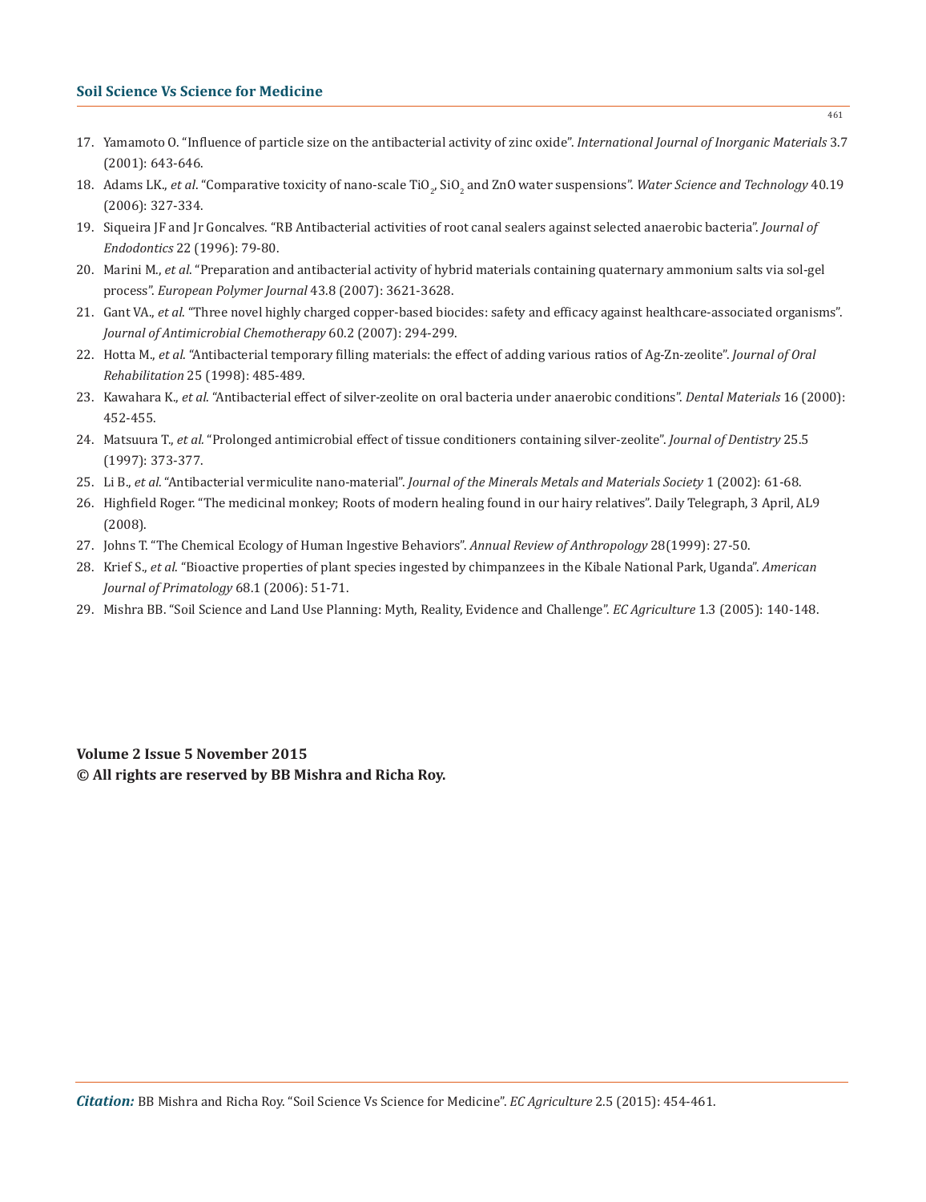17. Yamamoto O. "Influence of particle size on the antibacterial activity of zinc oxide". *International Journal of Inorganic Materials* 3.7 (2001): 643-646.
18. Adams LK., *et al*. "Comparative toxicity of nano-scale $TiO_2$, $SiO_2$ and ZnO water suspensions". *Water Science and Technology* 40.19 (2006): 327-334.
19. Siqueira JF and Jr Goncalves. "RB Antibacterial activities of root canal sealers against selected anaerobic bacteria". *Journal of Endodontics* 22 (1996): 79-80.
20. Marini M., *et al*. "Preparation and antibacterial activity of hybrid materials containing quaternary ammonium salts via sol-gel process". *European Polymer Journal* 43.8 (2007): 3621-3628.
21. Gant VA., *et al*. "Three novel highly charged copper-based biocides: safety and efficacy against healthcare-associated organisms". *Journal of Antimicrobial Chemotherapy* 60.2 (2007): 294-299.
22. Hotta M., *et al*. "Antibacterial temporary filling materials: the effect of adding various ratios of Ag-Zn-zeolite". *Journal of Oral Rehabilitation* 25 (1998): 485-489.
23. Kawahara K., *et al*. "Antibacterial effect of silver-zeolite on oral bacteria under anaerobic conditions". *Dental Materials* 16 (2000): 452-455.
24. Matsuura T., *et al*. "Prolonged antimicrobial effect of tissue conditioners containing silver-zeolite". *Journal of Dentistry* 25.5 (1997): 373-377.
25. Li B., *et al*. "Antibacterial vermiculite nano-material". *Journal of the Minerals Metals and Materials Society* 1 (2002): 61-68.
26. Highfield Roger. "The medicinal monkey; Roots of modern healing found in our hairy relatives". Daily Telegraph, 3 April, AL9 (2008).
27. Johns T. "The Chemical Ecology of Human Ingestive Behaviors". *Annual Review of Anthropology* 28(1999): 27-50.
28. Krief S., *et al*. "Bioactive properties of plant species ingested by chimpanzees in the Kibale National Park, Uganda". *American Journal of Primatology* 68.1 (2006): 51-71.
29. Mishra BB. "Soil Science and Land Use Planning: Myth, Reality, Evidence and Challenge". *EC Agriculture* 1.3 (2005): 140-148.

**Volume 2 Issue 5 November 2015**
**© All rights are reserved by BB Mishra and Richa Roy.**